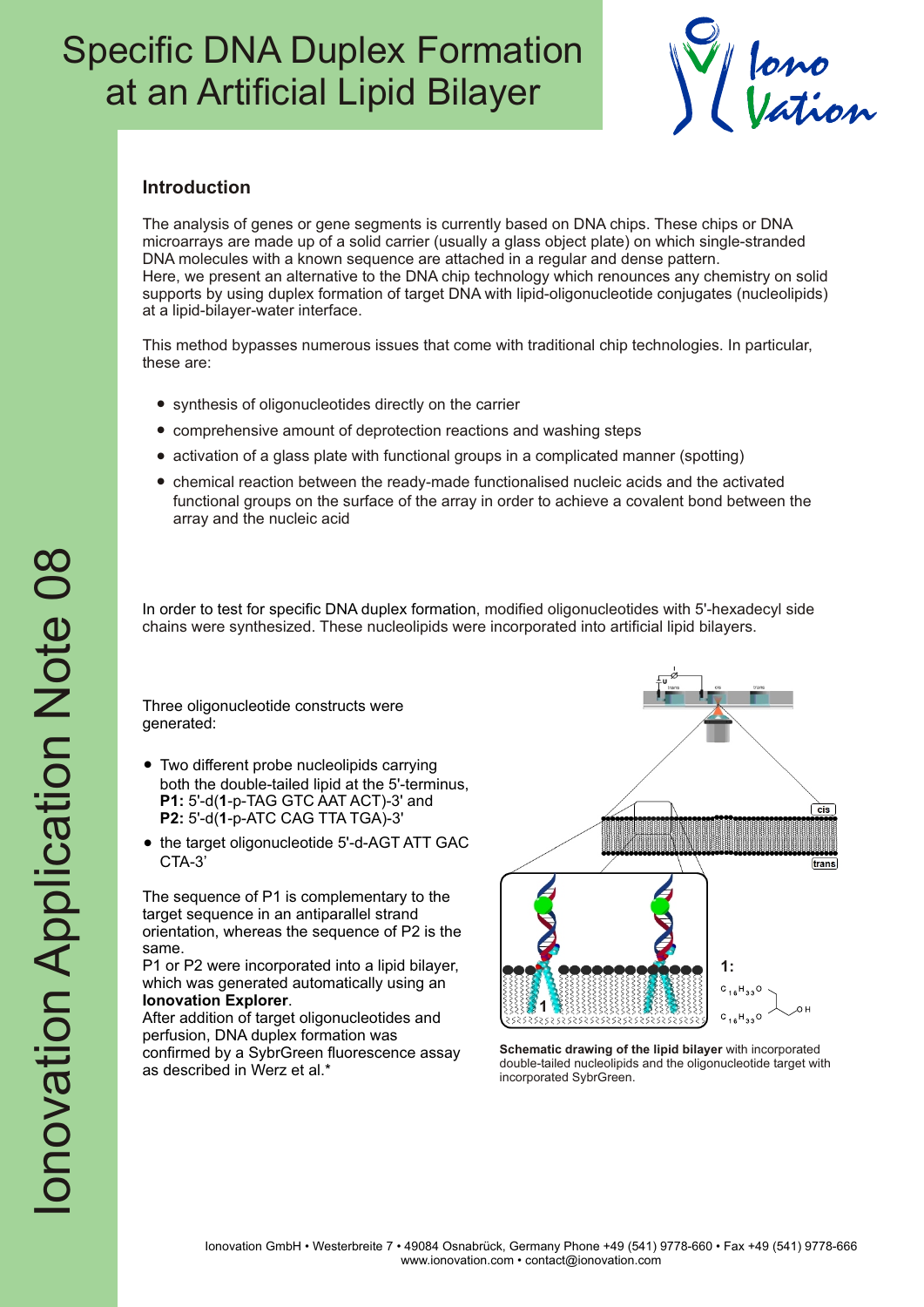# Specific DNA Duplex Formation at an Artificial Lipid Bilayer

## Introduction

The analysis of genes or gene segments is currently based on DNA chips. These chips or DNA microarrays are made up of a solid carrier (usually a glass object plate) on which single-stranded DNA molecules with a known sequence are attached in a regular and dense pattern.
Here, we present an alternative to the DNA chip technology which renounces any chemistry on solid supports by using duplex formation of target DNA with lipid-oligonucleotide conjugates (nucleolipids) at a lipid-bilayer-water interface.

This method bypasses numerous issues that come with traditional chip technologies. In particular, these are:

- synthesis of oligonucleotides directly on the carrier
- comprehensive amount of deprotection reactions and washing steps
- activation of a glass plate with functional groups in a complicated manner (spotting)
- chemical reaction between the ready-made functionalised nucleic acids and the activated functional groups on the surface of the array in order to achieve a covalent bond between the array and the nucleic acid

In order to test for specific DNA duplex formation, modified oligonucleotides with 5'-hexadecyl side chains were synthesized. These nucleolipids were incorporated into artificial lipid bilayers.

Three oligonucleotide constructs were generated:

- Two different probe nucleolipids carrying both the double-tailed lipid at the 5'-terminus, **P1:** 5'-d(**1**-p-TAG GTC AAT ACT)-3' and **P2:** 5'-d(**1**-p-ATC CAG TTA TGA)-3'
- the target oligonucleotide 5'-d-AGT ATT GAC CTA-3'

The sequence of P1 is complementary to the target sequence in an antiparallel strand orientation, whereas the sequence of P2 is the same.
P1 or P2 were incorporated into a lipid bilayer, which was generated automatically using an **Ionovation Explorer**.
After addition of target oligonucleotides and perfusion, DNA duplex formation was confirmed by a SybrGreen fluorescence assay as described in Werz et al.*

**Schematic drawing of the lipid bilayer** with incorporated double-tailed nucleolipids and the oligonucleotide target with incorporated SybrGreen.

Ionovation GmbH • Westerbreite 7 • 49084 Osnabrück, Germany Phone +49 (541) 9778-660 • Fax +49 (541) 9778-666
www.ionovation.com • contact@ionovation.com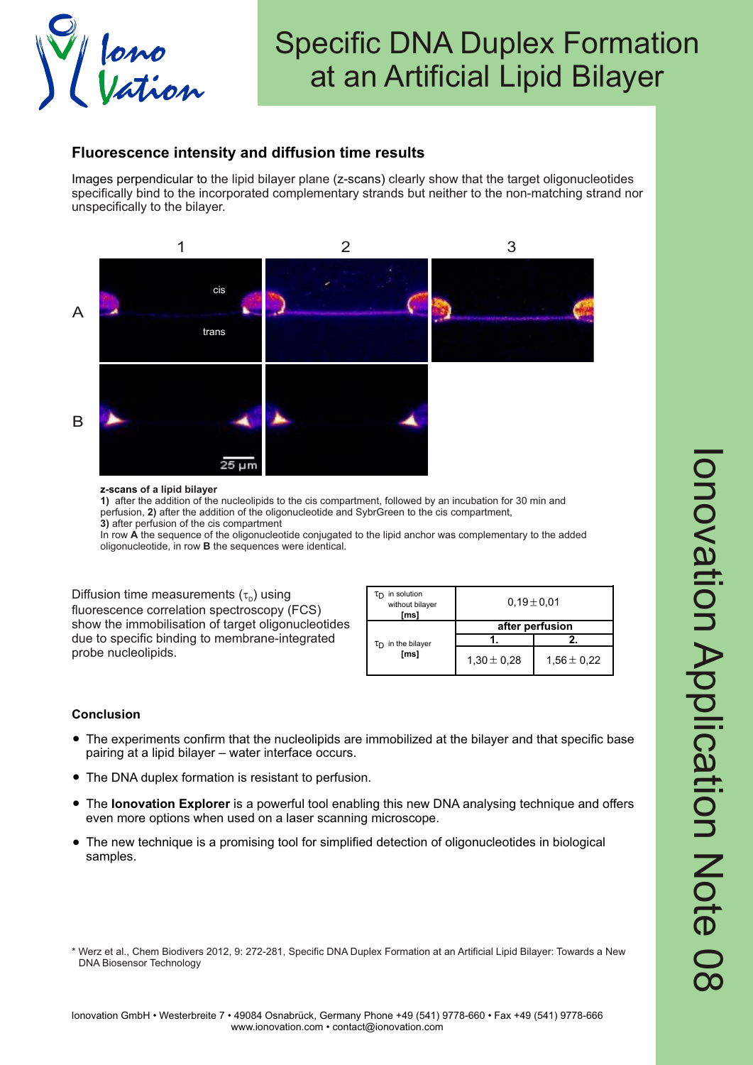# Specific DNA Duplex Formation at an Artificial Lipid Bilayer

## Fluorescence intensity and diffusion time results

Images perpendicular to the lipid bilayer plane (z-scans) clearly show that the target oligonucleotides specifically bind to the incorporated complementary strands but neither to the non-matching strand nor unspecifically to the bilayer.

1
2
3
A
B
cis
trans
25 µm

**z-scans of a lipid bilayer**
**1)** after the addition of the nucleolipids to the cis compartment, followed by an incubation for 30 min and perfusion, **2)** after the addition of the oligonucleotide and SybrGreen to the cis compartment,
**3)** after perfusion of the cis compartment
In row **A** the sequence of the oligonucleotide conjugated to the lipid anchor was complementary to the added oligonucleotide, in row **B** the sequences were identical.

Diffusion time measurements ($\tau_D$) using fluorescence correlation spectroscopy (FCS) show the immobilisation of target oligonucleotides due to specific binding to membrane-integrated probe nucleolipids.

| | | |
|---|---|---|
| $\tau_D$ in solution without bilayer **[ms]** | $0{,}19 \pm 0{,}01$ | |
| $\tau_D$ in the bilayer **[ms]** | **after perfusion** | |
| | **1.** | **2.** |
| | $1{,}30 \pm 0{,}28$ | $1{,}56 \pm 0{,}22$ |

## Conclusion

- The experiments confirm that the nucleolipids are immobilized at the bilayer and that specific base pairing at a lipid bilayer – water interface occurs.
- The DNA duplex formation is resistant to perfusion.
- The **Ionovation Explorer** is a powerful tool enabling this new DNA analysing technique and offers even more options when used on a laser scanning microscope.
- The new technique is a promising tool for simplified detection of oligonucleotides in biological samples.

\* Werz et al., Chem Biodivers 2012, 9: 272-281, Specific DNA Duplex Formation at an Artificial Lipid Bilayer: Towards a New DNA Biosensor Technology

Ionovation GmbH • Westerbreite 7 • 49084 Osnabrück, Germany Phone +49 (541) 9778-660 • Fax +49 (541) 9778-666
www.ionovation.com • contact@ionovation.com